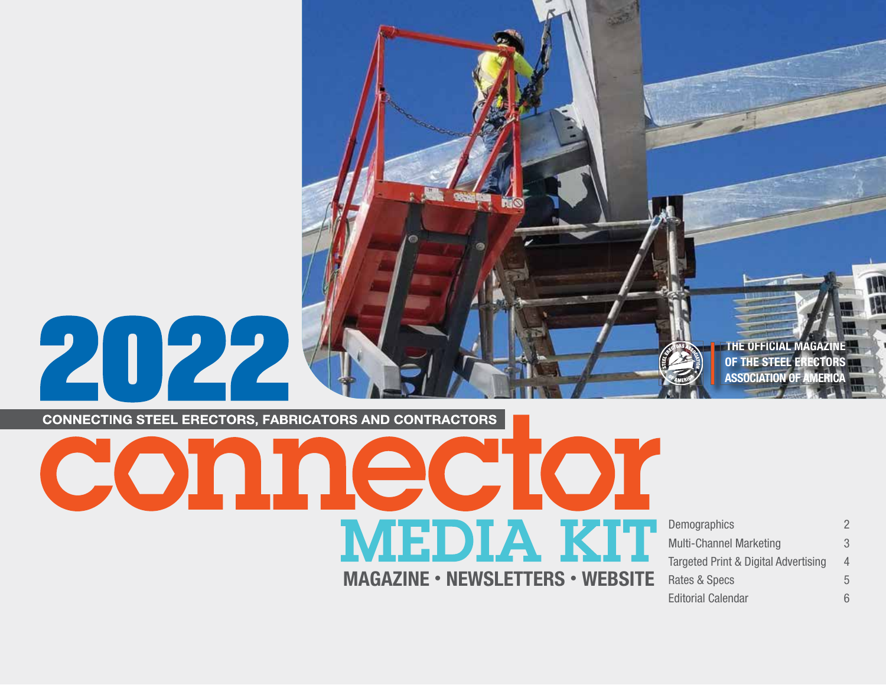# 2022

CONNECTING STEEL ERECTORS, FABRICATORS AND CONTRACTORS

# connector

## MEDIA KIT

**MAGAZINE • NEWSLETTERS • WEBSITE**

THE OFFICIAL MAGAZINE OF THE STEEL ERECTORS ASSOCIATION OF AMERICA

| | |
|---|---|
| Demographics | 2 |
| Multi-Channel Marketing | 3 |
| Targeted Print & Digital Advertising | 4 |
| Rates & Specs | 5 |
| Editorial Calendar | 6 |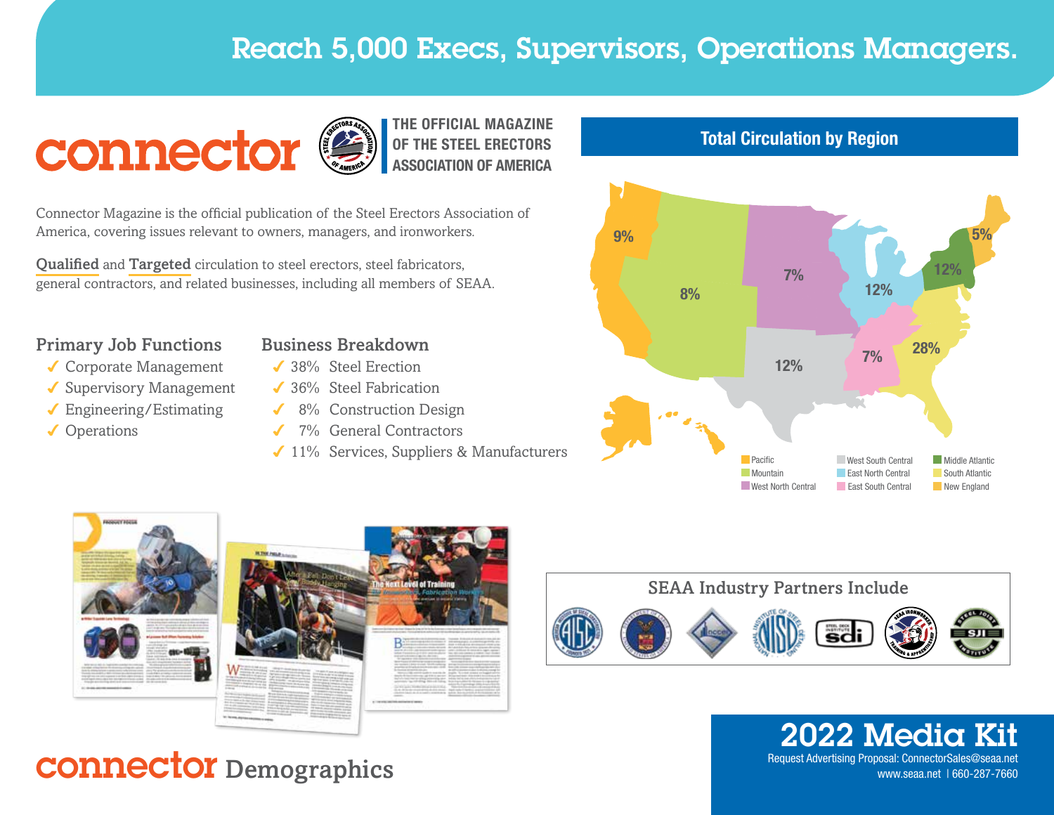# Reach 5,000 Execs, Supervisors, Operations Managers.

**connector** — THE OFFICIAL MAGAZINE OF THE STEEL ERECTORS ASSOCIATION OF AMERICA

Connector Magazine is the official publication of the Steel Erectors Association of America, covering issues relevant to owners, managers, and ironworkers.

**Qualified** and **Targeted** circulation to steel erectors, steel fabricators, general contractors, and related businesses, including all members of SEAA.

## Primary Job Functions

- ✓ Corporate Management
- ✓ Supervisory Management
- ✓ Engineering/Estimating
- ✓ Operations

## Business Breakdown

- ✓ 38% Steel Erection
- ✓ 36% Steel Fabrication
- ✓ 8% Construction Design
- ✓ 7% General Contractors
- ✓ 11% Services, Suppliers & Manufacturers

## Total Circulation by Region

| Region | Circulation |
|---|---|
| Pacific | 9% |
| Mountain | 8% |
| West North Central | 7% |
| West South Central | 12% |
| East North Central | 12% |
| East South Central | 7% |
| Middle Atlantic | 12% |
| South Atlantic | 28% |
| New England | 5% |

## SEAA Industry Partners Include

# connector Demographics

# 2022 Media Kit

Request Advertising Proposal: ConnectorSales@seaa.net

www.seaa.net | 660-287-7660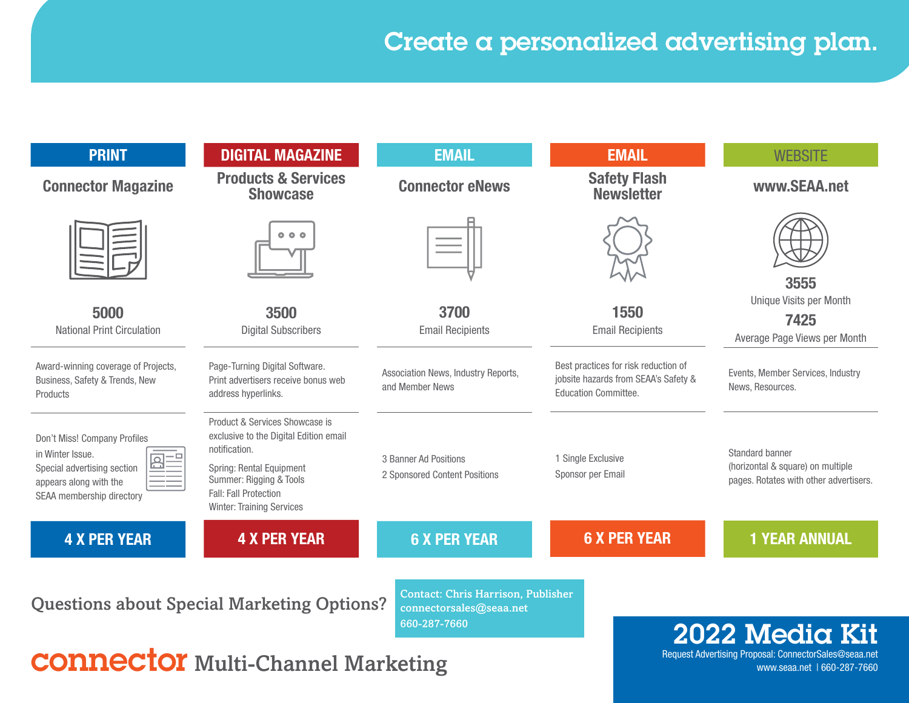# Create a personalized advertising plan.

| PRINT | DIGITAL MAGAZINE | EMAIL | EMAIL | WEBSITE |
|---|---|---|---|---|
| **Connector Magazine** | **Products & Services Showcase** | **Connector eNews** | **Safety Flash Newsletter** | **www.SEAA.net** |
| **5000** National Print Circulation | **3500** Digital Subscribers | **3700** Email Recipients | **1550** Email Recipients | **3555** Unique Visits per Month; **7425** Average Page Views per Month |
| Award-winning coverage of Projects, Business, Safety & Trends, New Products | Page-Turning Digital Software. Print advertisers receive bonus web address hyperlinks. | Association News, Industry Reports, and Member News | Best practices for risk reduction of jobsite hazards from SEAA's Safety & Education Committee. | Events, Member Services, Industry News, Resources. |
| Don't Miss! Company Profiles in Winter Issue. Special advertising section appears along with the SEAA membership directory | Product & Services Showcase is exclusive to the Digital Edition email notification. Spring: Rental Equipment; Summer: Rigging & Tools; Fall: Fall Protection; Winter: Training Services | 3 Banner Ad Positions; 2 Sponsored Content Positions | 1 Single Exclusive Sponsor per Email | Standard banner (horizontal & square) on multiple pages. Rotates with other advertisers. |
| **4 X PER YEAR** | **4 X PER YEAR** | **6 X PER YEAR** | **6 X PER YEAR** | **1 YEAR ANNUAL** |

Questions about Special Marketing Options?

Contact: Chris Harrison, Publisher
connectorsales@seaa.net
660-287-7660

**connector** Multi-Channel Marketing

## 2022 Media Kit

Request Advertising Proposal: ConnectorSales@seaa.net
www.seaa.net | 660-287-7660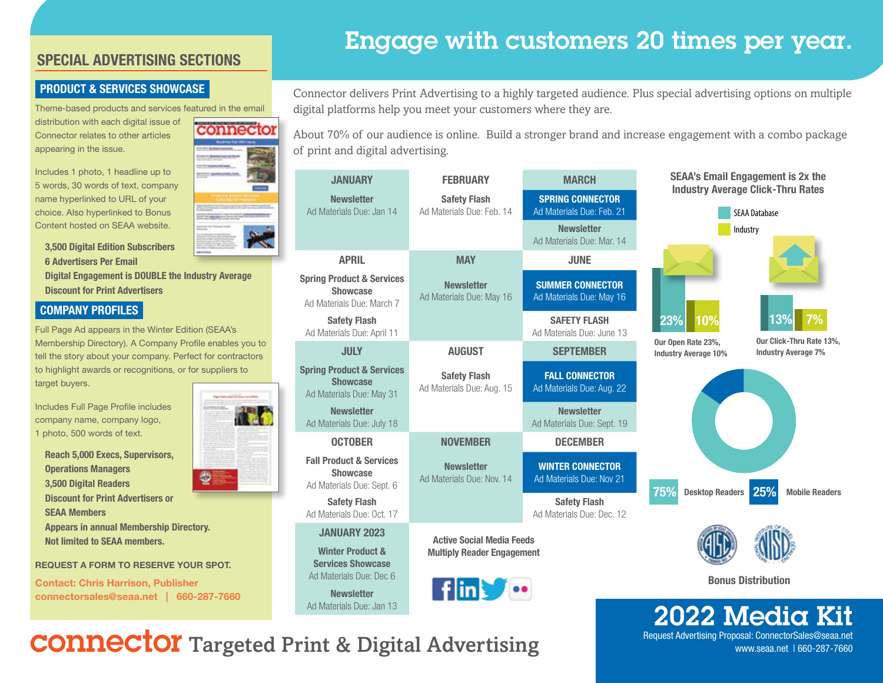# Engage with customers 20 times per year.

Connector delivers Print Advertising to a highly targeted audience. Plus special advertising options on multiple digital platforms help you meet your customers where they are.

About 70% of our audience is online. Build a stronger brand and increase engagement with a combo package of print and digital advertising.

## SPECIAL ADVERTISING SECTIONS

### PRODUCT & SERVICES SHOWCASE

Theme-based products and services featured in the email distribution with each digital issue of Connector relates to other articles appearing in the issue.

Includes 1 photo, 1 headline up to 5 words, 30 words of text, company name hyperlinked to URL of your choice. Also hyperlinked to Bonus Content hosted on SEAA website.

**3,500 Digital Edition Subscribers**
**6 Advertisers Per Email**
**Digital Engagement is DOUBLE the Industry Average**
**Discount for Print Advertisers**

### COMPANY PROFILES

Full Page Ad appears in the Winter Edition (SEAA's Membership Directory). A Company Profile enables you to tell the story about your company. Perfect for contractors to highlight awards or recognitions, or for suppliers to target buyers.

Includes Full Page Profile includes company name, company logo, 1 photo, 500 words of text.

**Reach 5,000 Execs, Supervisors, Operations Managers**
**3,500 Digital Readers**
**Discount for Print Advertisers or SEAA Members**
**Appears in annual Membership Directory.**
**Not limited to SEAA members.**

**REQUEST A FORM TO RESERVE YOUR SPOT.**

**Contact: Chris Harrison, Publisher**
**connectorsales@seaa.net | 660-287-7660**

| JANUARY | FEBRUARY | MARCH |
|---|---|---|
| **Newsletter** Ad Materials Due: Jan 14 | **Safety Flash** Ad Materials Due: Feb. 14 | **SPRING CONNECTOR** Ad Materials Due: Feb. 21<br>**Newsletter** Ad Materials Due: Mar. 14 |
| **APRIL** | **MAY** | **JUNE** |
| **Spring Product & Services Showcase** Ad Materials Due: March 7<br>**Safety Flash** Ad Materials Due: April 11 | **Newsletter** Ad Materials Due: May 16 | **SUMMER CONNECTOR** Ad Materials Due: May 16<br>**SAFETY FLASH** Ad Materials Due: June 13 |
| **JULY** | **AUGUST** | **SEPTEMBER** |
| **Spring Product & Services Showcase** Ad Materials Due: May 31<br>**Newsletter** Ad Materials Due: July 18 | **Safety Flash** Ad Materials Due: Aug. 15 | **FALL CONNECTOR** Ad Materials Due: Aug. 22<br>**Newsletter** Ad Materials Due: Sept. 19 |
| **OCTOBER** | **NOVEMBER** | **DECEMBER** |
| **Fall Product & Services Showcase** Ad Materials Due: Sept. 6<br>**Safety Flash** Ad Materials Due: Oct. 17 | **Newsletter** Ad Materials Due: Nov. 14 | **WINTER CONNECTOR** Ad Materials Due: Nov 21<br>**Safety Flash** Ad Materials Due: Dec. 12 |
| **JANUARY 2023** | | |
| **Winter Product & Services Showcase** Ad Materials Due: Dec 6<br>**Newsletter** Ad Materials Due: Jan 13 | | |

**Active Social Media Feeds Multiply Reader Engagement**

### SEAA's Email Engagement is 2x the Industry Average Click-Thru Rates

- SEAA Database
- Industry

23% | 10%
**Our Open Rate 23%, Industry Average 10%**

13% | 7%
**Our Click-Thru Rate 13%, Industry Average 7%**

**75%** Desktop Readers | **25%** Mobile Readers

**Bonus Distribution**

# 2022 Media Kit

Request Advertising Proposal: ConnectorSales@seaa.net
www.seaa.net | 660-287-7660

**connector** Targeted Print & Digital Advertising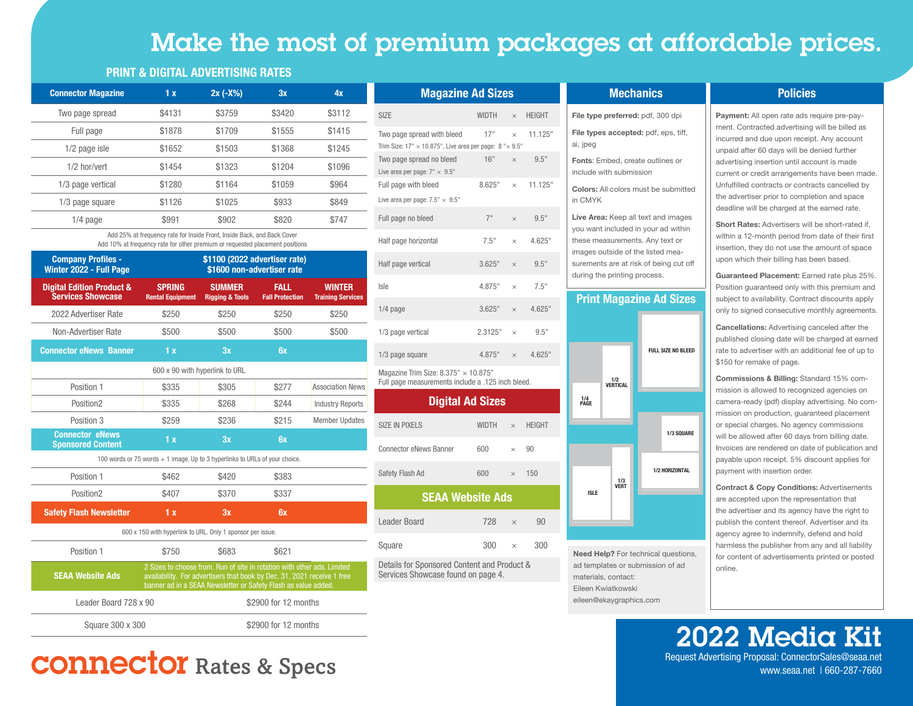# Make the most of premium packages at affordable prices.

## PRINT & DIGITAL ADVERTISING RATES

| Connector Magazine | 1 x | 2x (-X%) | 3x | 4x |
|---|---|---|---|---|
| Two page spread | $4131 | $3759 | $3420 | $3112 |
| Full page | $1878 | $1709 | $1555 | $1415 |
| 1/2 page isle | $1652 | $1503 | $1368 | $1245 |
| 1/2 hor/vert | $1454 | $1323 | $1204 | $1096 |
| 1/3 page vertical | $1280 | $1164 | $1059 | $964 |
| 1/3 page square | $1126 | $1025 | $933 | $849 |
| 1/4 page | $991 | $902 | $820 | $747 |

Add 25% at frequency rate for Inside Front, Inside Back, and Back Cover
Add 10% at frequency rate for other premium or requested placement positions

| Company Profiles - Winter 2022 - Full Page | $1100 (2022 advertiser rate) $1600 non-advertiser rate |
|---|---|

| Digital Edition Product & Services Showcase | SPRING Rental Equipment | SUMMER Rigging & Tools | FALL Fall Protection | WINTER Training Services |
|---|---|---|---|---|
| 2022 Advertiser Rate | $250 | $250 | $250 | $250 |
| Non-Advertiser Rate | $500 | $500 | $500 | $500 |

| Connector eNews Banner | 1 x | 3x | 6x | |
|---|---|---|---|---|
| 600 x 90 with hyperlink to URL | | | | |
| Position 1 | $335 | $305 | $277 | Association News |
| Position2 | $335 | $268 | $244 | Industry Reports |
| Position 3 | $259 | $236 | $215 | Member Updates |

| Connector eNews Sponsored Content | 1 x | 3x | 6x |
|---|---|---|---|
| 100 words or 75 words + 1 image. Up to 3 hyperlinks to URLs of your choice. | | | |
| Position 1 | $462 | $420 | $383 |
| Position2 | $407 | $370 | $337 |

| Safety Flash Newsletter | 1 x | 3x | 6x |
|---|---|---|---|
| 600 x 150 with hyperlink to URL. Only 1 sponsor per issue. | | | |
| Position 1 | $750 | $683 | $621 |

| SEAA Website Ads | 2 Sizes to choose from. Run of site in rotation with other ads. Limited availability. For advertisers that book by Dec. 31, 2021 receive 1 free banner ad in a SEAA Newsletter or Safety Flash as value added. |
|---|---|
| Leader Board 728 x 90 | $2900 for 12 months |
| Square 300 x 300 | $2900 for 12 months |

## Magazine Ad Sizes

| SIZE | WIDTH | × | HEIGHT |
|---|---|---|---|
| Two page spread with bleed (Trim Size: 17" × 10.875", Live area per page: 8 " × 9.5") | 17" | × | 11.125" |
| Two page spread no bleed (Live area per page: 7" × 9.5") | 16" | × | 9.5" |
| Full page with bleed (Live area per page: 7.5" × 9.5") | 8.625" | × | 11.125" |
| Full page no bleed | 7" | × | 9.5" |
| Half page horizontal | 7.5" | × | 4.625" |
| Half page vertical | 3.625" | × | 9.5" |
| Isle | 4.875" | × | 7.5" |
| 1/4 page | 3.625" | × | 4.625" |
| 1/3 page vertical | 2.3125" | × | 9.5" |
| 1/3 page square | 4.875" | × | 4.625" |

Magazine Trim Size: 8.375" × 10.875"
Full page measurements include a .125 inch bleed.

## Digital Ad Sizes

| SIZE IN PIXELS | WIDTH | × | HEIGHT |
|---|---|---|---|
| Connector eNews Banner | 600 | × | 90 |
| Safety Flash Ad | 600 | × | 150 |

## SEAA Website Ads

| | WIDTH | × | HEIGHT |
|---|---|---|---|
| Leader Board | 728 | × | 90 |
| Square | 300 | × | 300 |

Details for Sponsored Content and Product & Services Showcase found on page 4.

## Mechanics

**File type preferred:** pdf, 300 dpi

**File types accepted:** pdf, eps, tiff, ai, jpeg

**Fonts**: Embed, create outlines or include with submission

**Colors:** All colors must be submitted in CMYK

**Live Area:** Keep all text and images you want included in your ad within these measurements. Any text or images outside of the listed measurements are at risk of being cut off during the printing process.

## Print Magazine Ad Sizes

1/4 PAGE · 1/2 VERTICAL · FULL SIZE NO BLEED · 1/3 SQUARE · 1/2 HORIZONTAL · ISLE · 1/3 VERT

**Need Help?** For technical questions, ad templates or submission of ad materials, contact:
Eileen Kwiatkowski
eileen@ekaygraphics.com

## Policies

**Payment:** All open rate ads require pre-payment. Contracted advertising will be billed as incurred and due upon receipt. Any account unpaid after 60 days will be denied further advertising insertion until account is made current or credit arrangements have been made. Unfulfilled contracts or contracts cancelled by the advertiser prior to completion and space deadline will be charged at the earned rate.

**Short Rates:** Advertisers will be short-rated if, within a 12-month period from date of their first insertion, they do not use the amount of space upon which their billing has been based.

**Guaranteed Placement:** Earned rate plus 25%. Position guaranteed only with this premium and subject to availability. Contract discounts apply only to signed consecutive monthly agreements.

**Cancellations:** Advertising canceled after the published closing date will be charged at earned rate to advertiser with an additional fee of up to $150 for remake of page.

**Commissions & Billing:** Standard 15% commission is allowed to recognized agencies on camera-ready (pdf) display advertising. No commission on production, guaranteed placement or special charges. No agency commissions will be allowed after 60 days from billing date. Invoices are rendered on date of publication and payable upon receipt. 5% discount applies for payment with insertion order.

**Contract & Copy Conditions:** Advertisements are accepted upon the representation that the advertiser and its agency have the right to publish the content thereof. Advertiser and its agency agree to indemnify, defend and hold harmless the publisher from any and all liability for content of advertisements printed or posted online.

# connector Rates & Specs

# 2022 Media Kit

Request Advertising Proposal: ConnectorSales@seaa.net
www.seaa.net | 660-287-7660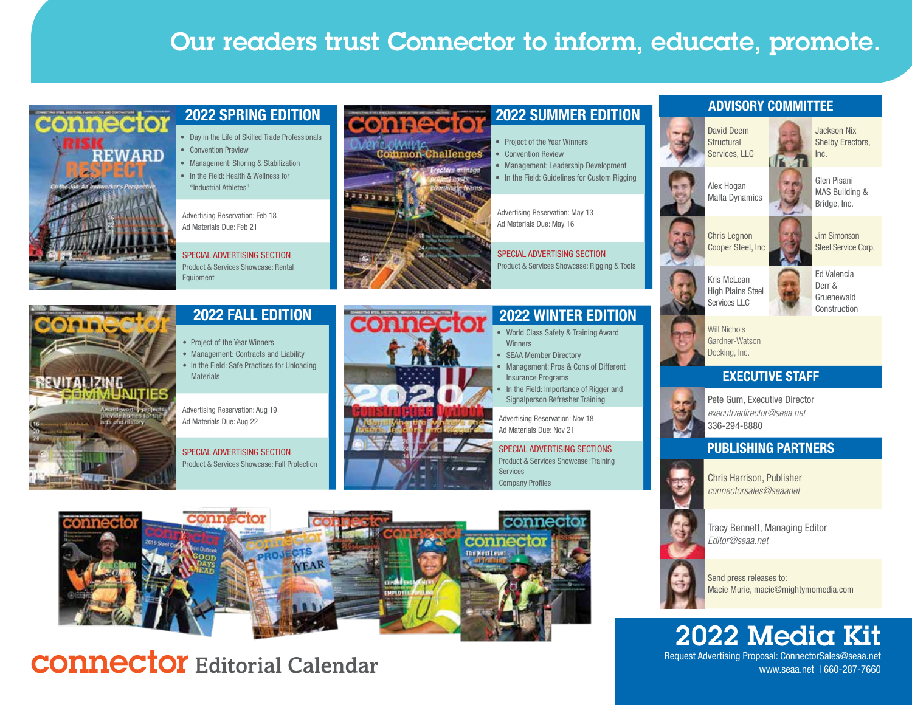# Our readers trust Connector to inform, educate, promote.

## 2022 SPRING EDITION

- Day in the Life of Skilled Trade Professionals
- Convention Preview
- Management: Shoring & Stabilization
- In the Field: Health & Wellness for "Industrial Athletes"

Advertising Reservation: Feb 18
Ad Materials Due: Feb 21

SPECIAL ADVERTISING SECTION
Product & Services Showcase: Rental Equipment

## 2022 SUMMER EDITION

- Project of the Year Winners
- Convention Review
- Management: Leadership Development
- In the Field: Guidelines for Custom Rigging

Advertising Reservation: May 13
Ad Materials Due: May 16

SPECIAL ADVERTISING SECTION
Product & Services Showcase: Rigging & Tools

## 2022 FALL EDITION

- Project of the Year Winners
- Management: Contracts and Liability
- In the Field: Safe Practices for Unloading Materials

Advertising Reservation: Aug 19
Ad Materials Due: Aug 22

SPECIAL ADVERTISING SECTION
Product & Services Showcase: Fall Protection

## 2022 WINTER EDITION

- World Class Safety & Training Award Winners
- SEAA Member Directory
- Management: Pros & Cons of Different Insurance Programs
- In the Field: Importance of Rigger and Signalperson Refresher Training

Advertising Reservation: Nov 18
Ad Materials Due: Nov 21

SPECIAL ADVERTISING SECTIONS
Product & Services Showcase: Training Services
Company Profiles

## connector Editorial Calendar

## ADVISORY COMMITTEE

David Deem
Structural Services, LLC

Jackson Nix
Shelby Erectors, Inc.

Alex Hogan
Malta Dynamics

Glen Pisani
MAS Building & Bridge, Inc.

Chris Legnon
Cooper Steel, Inc

Jim Simonson
Steel Service Corp.

Kris McLean
High Plains Steel Services LLC

Ed Valencia
Derr & Gruenewald Construction

Will Nichols
Gardner-Watson Decking, Inc.

## EXECUTIVE STAFF

Pete Gum, Executive Director
*executivedirector@seaa.net*
336-294-8880

## PUBLISHING PARTNERS

Chris Harrison, Publisher
*connectorsales@seaanet*

Tracy Bennett, Managing Editor
*Editor@seaa.net*

Send press releases to:
Macie Murie, macie@mightymomedia.com

# 2022 Media Kit

Request Advertising Proposal: ConnectorSales@seaa.net
www.seaa.net | 660-287-7660